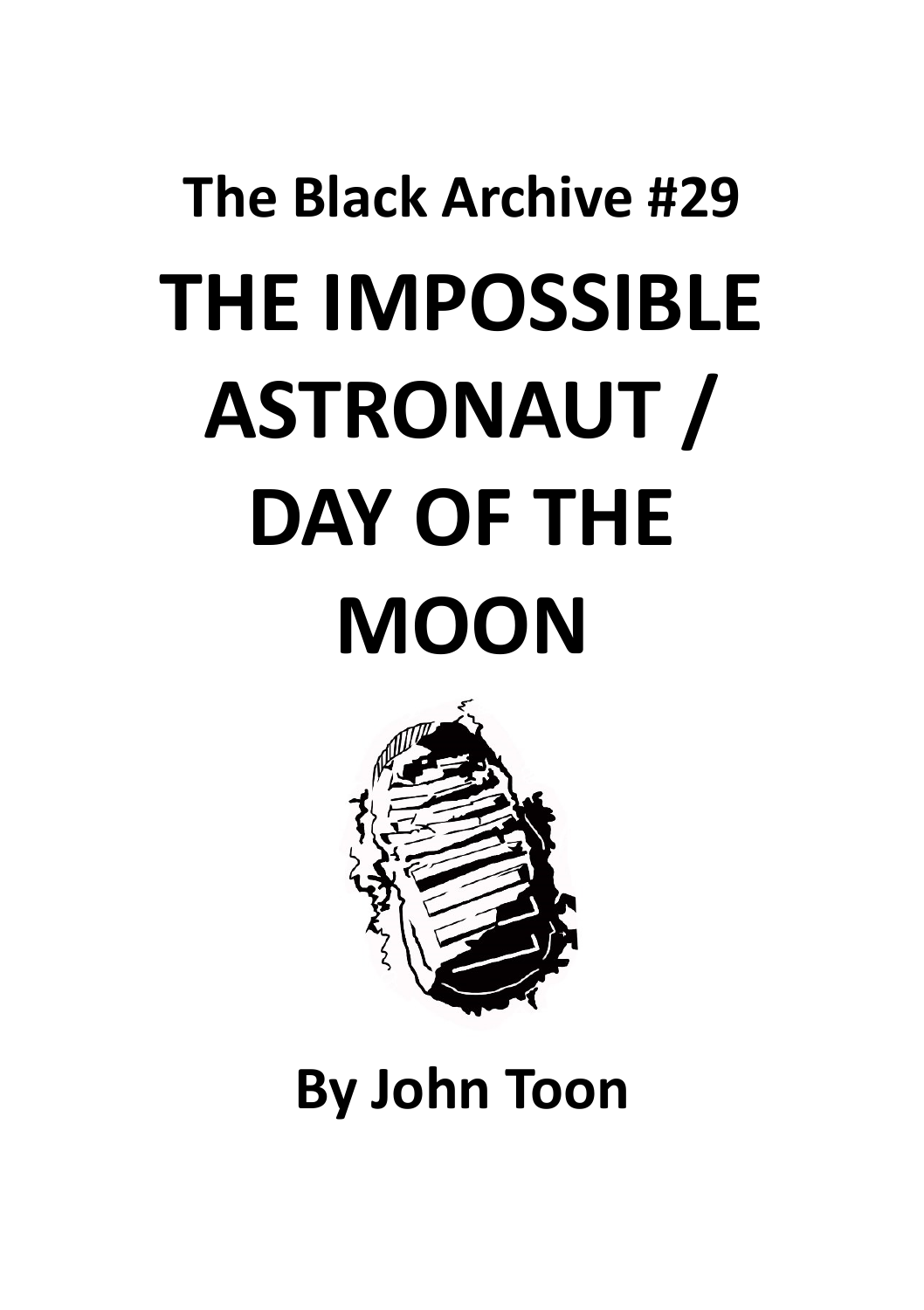## The Black Archive #29

# THE IMPOSSIBLE ASTRONAUT / DAY OF THE MOON

**By John Toon**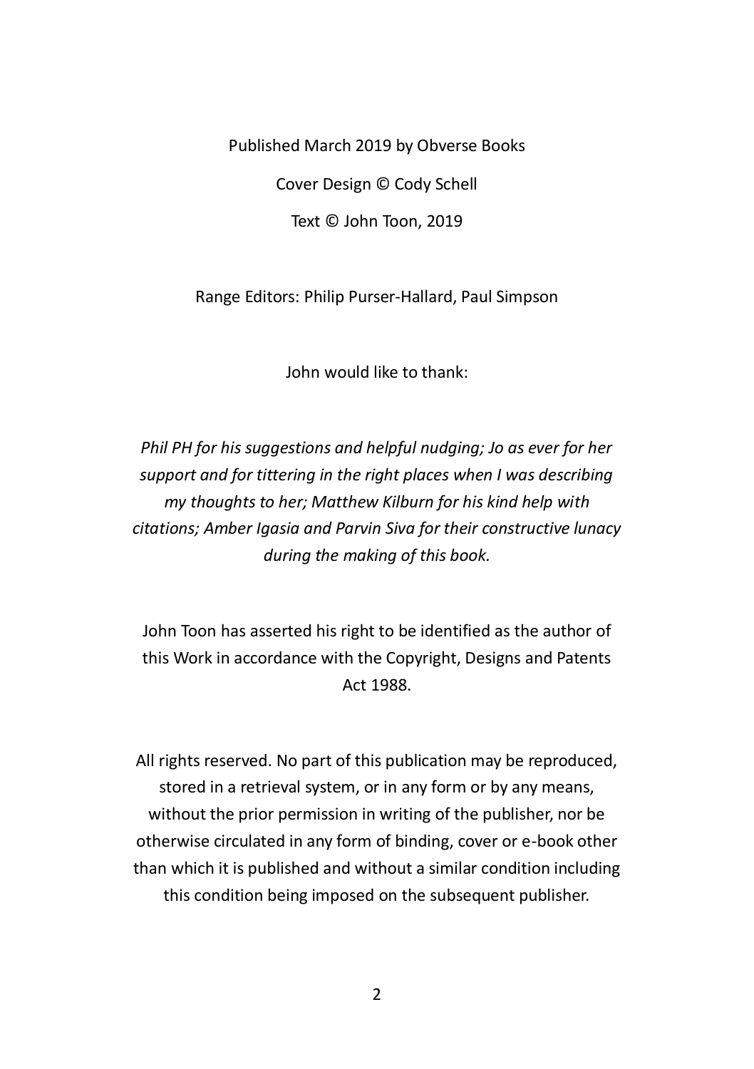Published March 2019 by Obverse Books

Cover Design © Cody Schell

Text © John Toon, 2019

Range Editors: Philip Purser-Hallard, Paul Simpson

John would like to thank:

*Phil PH for his suggestions and helpful nudging; Jo as ever for her support and for tittering in the right places when I was describing my thoughts to her; Matthew Kilburn for his kind help with citations; Amber Igasia and Parvin Siva for their constructive lunacy during the making of this book.*

John Toon has asserted his right to be identified as the author of this Work in accordance with the Copyright, Designs and Patents Act 1988.

All rights reserved. No part of this publication may be reproduced, stored in a retrieval system, or in any form or by any means, without the prior permission in writing of the publisher, nor be otherwise circulated in any form of binding, cover or e-book other than which it is published and without a similar condition including this condition being imposed on the subsequent publisher.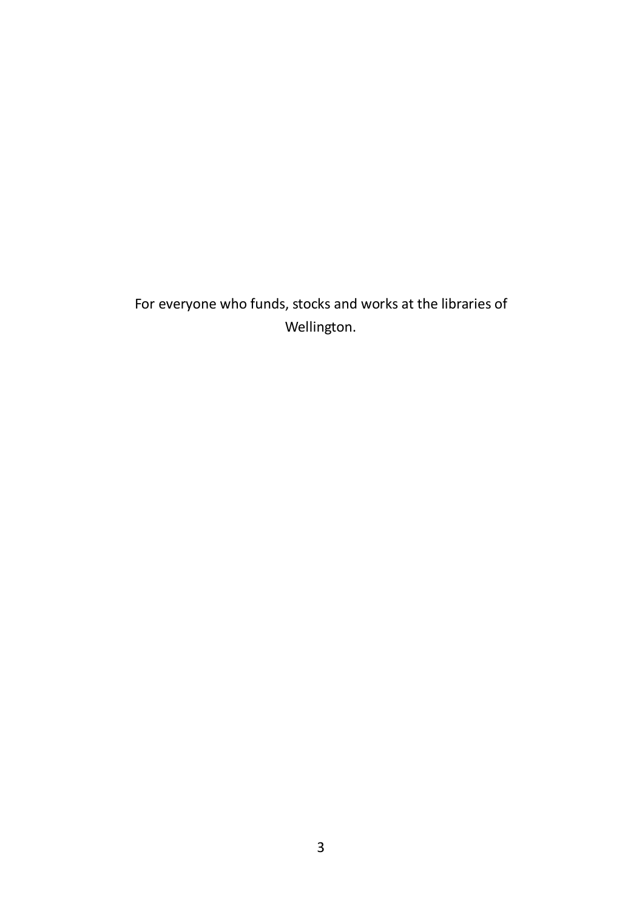For everyone who funds, stocks and works at the libraries of Wellington.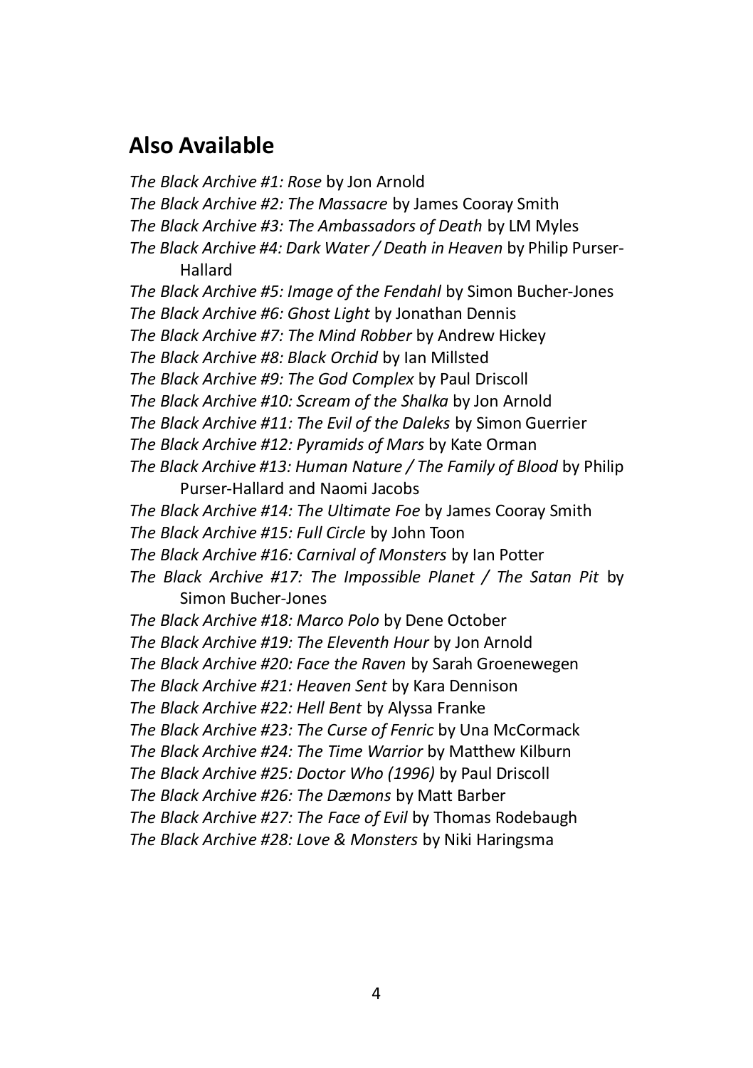## Also Available

*The Black Archive #1: Rose* by Jon Arnold
*The Black Archive #2: The Massacre* by James Cooray Smith
*The Black Archive #3: The Ambassadors of Death* by LM Myles
*The Black Archive #4: Dark Water / Death in Heaven* by Philip Purser-Hallard
*The Black Archive #5: Image of the Fendahl* by Simon Bucher-Jones
*The Black Archive #6: Ghost Light* by Jonathan Dennis
*The Black Archive #7: The Mind Robber* by Andrew Hickey
*The Black Archive #8: Black Orchid* by Ian Millsted
*The Black Archive #9: The God Complex* by Paul Driscoll
*The Black Archive #10: Scream of the Shalka* by Jon Arnold
*The Black Archive #11: The Evil of the Daleks* by Simon Guerrier
*The Black Archive #12: Pyramids of Mars* by Kate Orman
*The Black Archive #13: Human Nature / The Family of Blood* by Philip Purser-Hallard and Naomi Jacobs
*The Black Archive #14: The Ultimate Foe* by James Cooray Smith
*The Black Archive #15: Full Circle* by John Toon
*The Black Archive #16: Carnival of Monsters* by Ian Potter
*The Black Archive #17: The Impossible Planet / The Satan Pit* by Simon Bucher-Jones
*The Black Archive #18: Marco Polo* by Dene October
*The Black Archive #19: The Eleventh Hour* by Jon Arnold
*The Black Archive #20: Face the Raven* by Sarah Groenewegen
*The Black Archive #21: Heaven Sent* by Kara Dennison
*The Black Archive #22: Hell Bent* by Alyssa Franke
*The Black Archive #23: The Curse of Fenric* by Una McCormack
*The Black Archive #24: The Time Warrior* by Matthew Kilburn
*The Black Archive #25: Doctor Who (1996)* by Paul Driscoll
*The Black Archive #26: The Dæmons* by Matt Barber
*The Black Archive #27: The Face of Evil* by Thomas Rodebaugh
*The Black Archive #28: Love & Monsters* by Niki Haringsma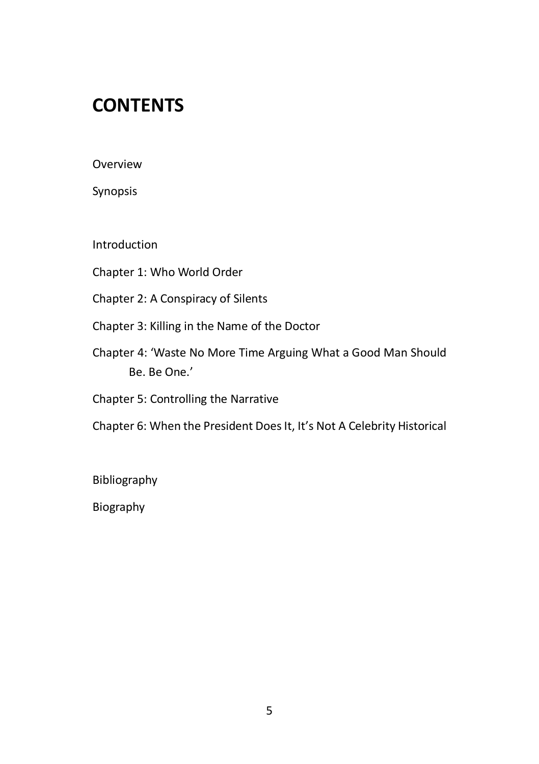# CONTENTS

Overview

Synopsis

Introduction

Chapter 1: Who World Order

Chapter 2: A Conspiracy of Silents

Chapter 3: Killing in the Name of the Doctor

Chapter 4: 'Waste No More Time Arguing What a Good Man Should Be. Be One.'

Chapter 5: Controlling the Narrative

Chapter 6: When the President Does It, It's Not A Celebrity Historical

Bibliography

Biography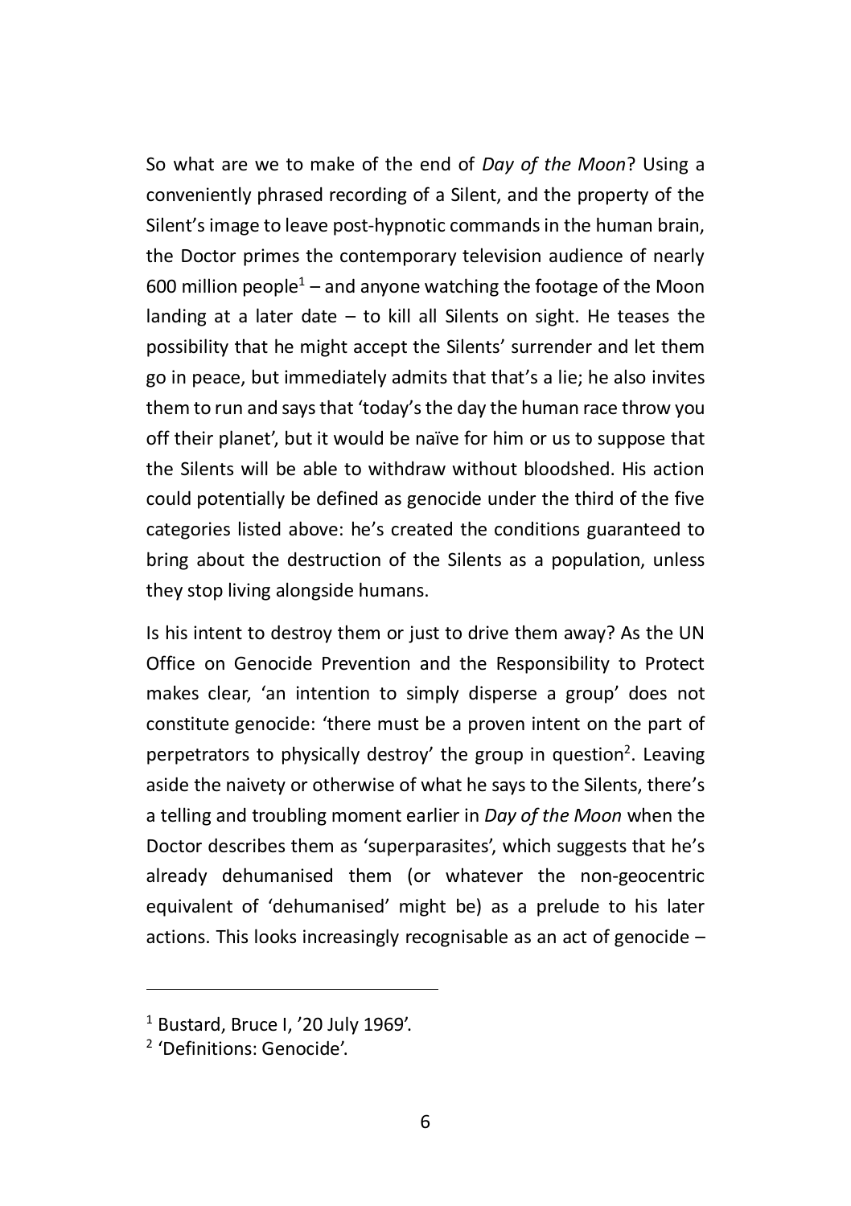So what are we to make of the end of *Day of the Moon*? Using a conveniently phrased recording of a Silent, and the property of the Silent's image to leave post-hypnotic commands in the human brain, the Doctor primes the contemporary television audience of nearly 600 million people[1] – and anyone watching the footage of the Moon landing at a later date – to kill all Silents on sight. He teases the possibility that he might accept the Silents' surrender and let them go in peace, but immediately admits that that's a lie; he also invites them to run and says that 'today's the day the human race throw you off their planet', but it would be naïve for him or us to suppose that the Silents will be able to withdraw without bloodshed. His action could potentially be defined as genocide under the third of the five categories listed above: he's created the conditions guaranteed to bring about the destruction of the Silents as a population, unless they stop living alongside humans.

Is his intent to destroy them or just to drive them away? As the UN Office on Genocide Prevention and the Responsibility to Protect makes clear, 'an intention to simply disperse a group' does not constitute genocide: 'there must be a proven intent on the part of perpetrators to physically destroy' the group in question[2]. Leaving aside the naivety or otherwise of what he says to the Silents, there's a telling and troubling moment earlier in *Day of the Moon* when the Doctor describes them as 'superparasites', which suggests that he's already dehumanised them (or whatever the non-geocentric equivalent of 'dehumanised' might be) as a prelude to his later actions. This looks increasingly recognisable as an act of genocide –

---

[1] Bustard, Bruce I, '20 July 1969'.

[2] 'Definitions: Genocide'.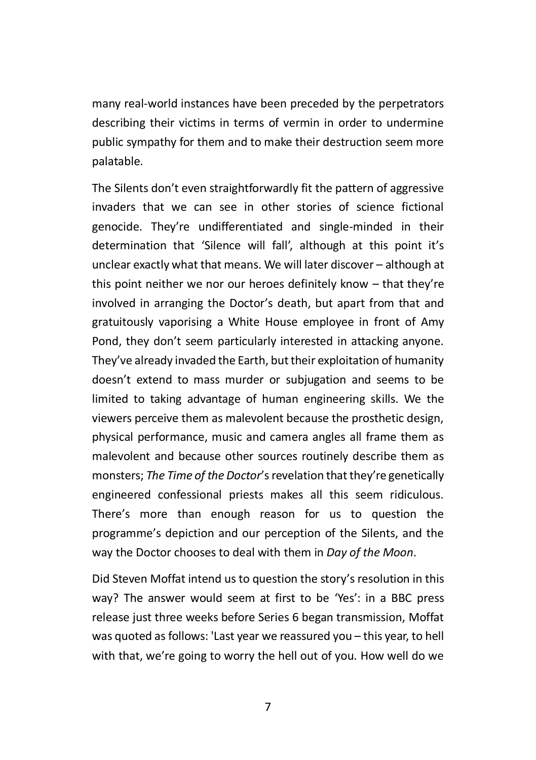many real-world instances have been preceded by the perpetrators describing their victims in terms of vermin in order to undermine public sympathy for them and to make their destruction seem more palatable.

The Silents don't even straightforwardly fit the pattern of aggressive invaders that we can see in other stories of science fictional genocide. They're undifferentiated and single-minded in their determination that 'Silence will fall', although at this point it's unclear exactly what that means. We will later discover – although at this point neither we nor our heroes definitely know – that they're involved in arranging the Doctor's death, but apart from that and gratuitously vaporising a White House employee in front of Amy Pond, they don't seem particularly interested in attacking anyone. They've already invaded the Earth, but their exploitation of humanity doesn't extend to mass murder or subjugation and seems to be limited to taking advantage of human engineering skills. We the viewers perceive them as malevolent because the prosthetic design, physical performance, music and camera angles all frame them as malevolent and because other sources routinely describe them as monsters; *The Time of the Doctor*'s revelation that they're genetically engineered confessional priests makes all this seem ridiculous. There's more than enough reason for us to question the programme's depiction and our perception of the Silents, and the way the Doctor chooses to deal with them in *Day of the Moon*.

Did Steven Moffat intend us to question the story's resolution in this way? The answer would seem at first to be 'Yes': in a BBC press release just three weeks before Series 6 began transmission, Moffat was quoted as follows: 'Last year we reassured you – this year, to hell with that, we're going to worry the hell out of you. How well do we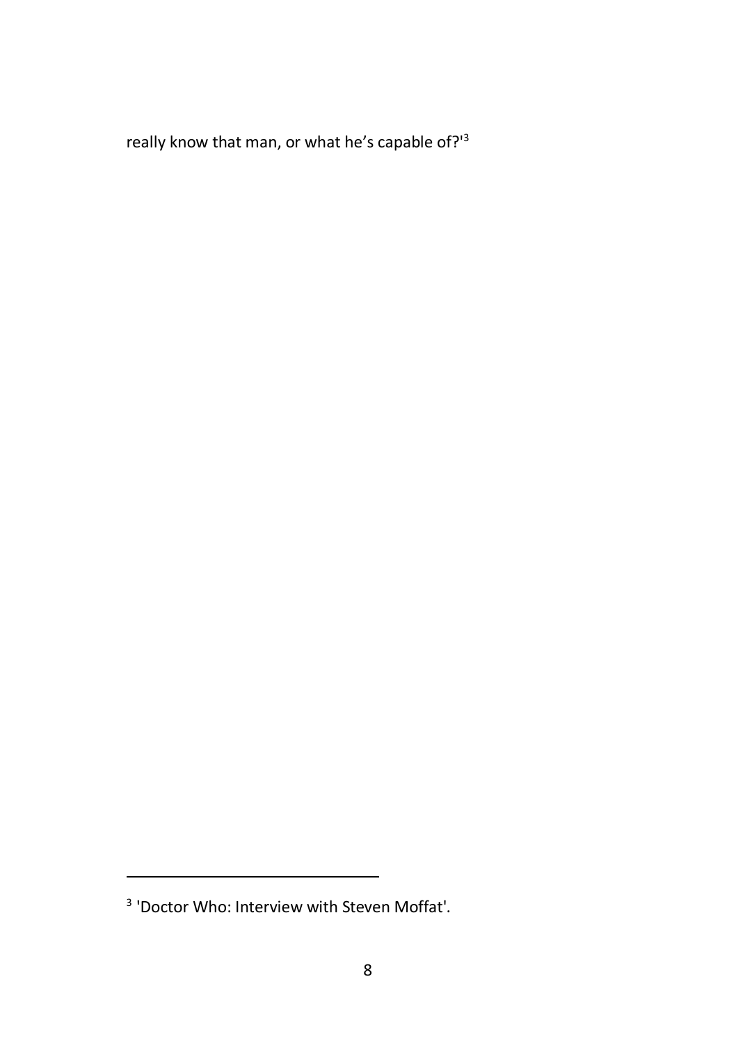really know that man, or what he’s capable of?'[3]

[3] 'Doctor Who: Interview with Steven Moffat'.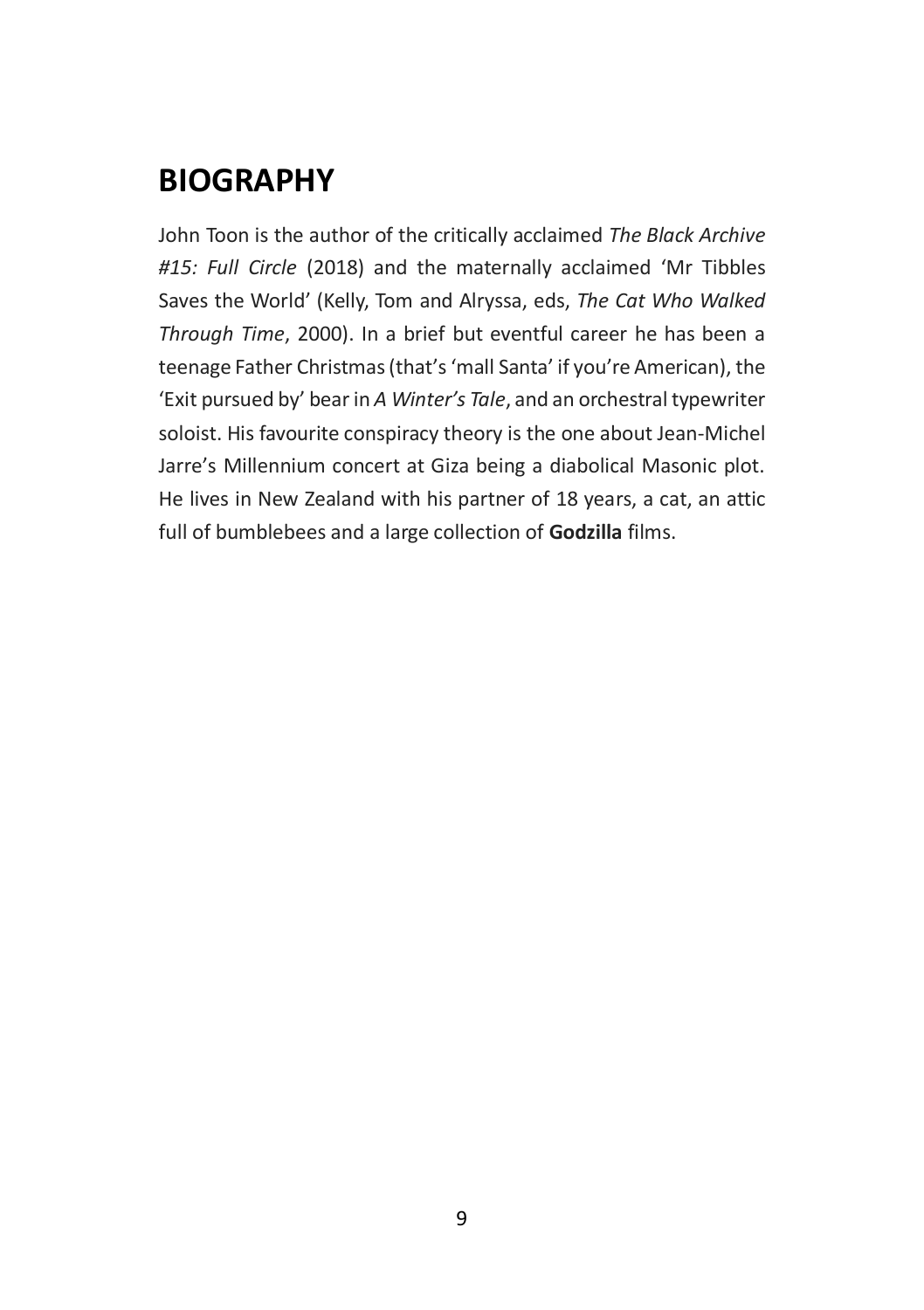# BIOGRAPHY

John Toon is the author of the critically acclaimed *The Black Archive #15: Full Circle* (2018) and the maternally acclaimed 'Mr Tibbles Saves the World' (Kelly, Tom and Alryssa, eds, *The Cat Who Walked Through Time*, 2000). In a brief but eventful career he has been a teenage Father Christmas (that's 'mall Santa' if you're American), the 'Exit pursued by' bear in *A Winter's Tale*, and an orchestral typewriter soloist. His favourite conspiracy theory is the one about Jean-Michel Jarre's Millennium concert at Giza being a diabolical Masonic plot. He lives in New Zealand with his partner of 18 years, a cat, an attic full of bumblebees and a large collection of **Godzilla** films.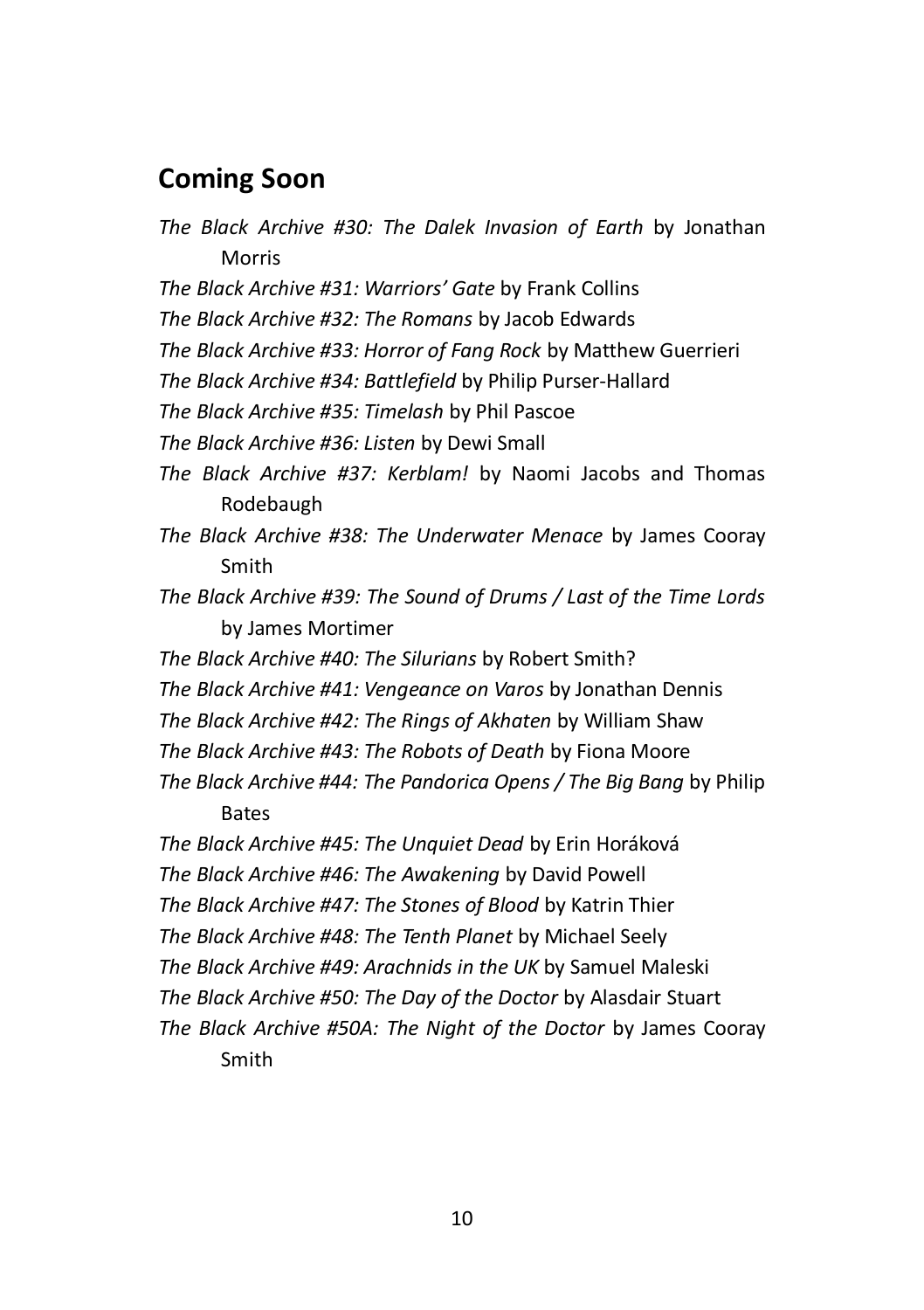## Coming Soon

*The Black Archive #30: The Dalek Invasion of Earth* by Jonathan Morris

*The Black Archive #31: Warriors' Gate* by Frank Collins

*The Black Archive #32: The Romans* by Jacob Edwards

*The Black Archive #33: Horror of Fang Rock* by Matthew Guerrieri

*The Black Archive #34: Battlefield* by Philip Purser-Hallard

*The Black Archive #35: Timelash* by Phil Pascoe

*The Black Archive #36: Listen* by Dewi Small

*The Black Archive #37: Kerblam!* by Naomi Jacobs and Thomas Rodebaugh

*The Black Archive #38: The Underwater Menace* by James Cooray Smith

*The Black Archive #39: The Sound of Drums / Last of the Time Lords* by James Mortimer

*The Black Archive #40: The Silurians* by Robert Smith?

*The Black Archive #41: Vengeance on Varos* by Jonathan Dennis

*The Black Archive #42: The Rings of Akhaten* by William Shaw

*The Black Archive #43: The Robots of Death* by Fiona Moore

*The Black Archive #44: The Pandorica Opens / The Big Bang* by Philip Bates

*The Black Archive #45: The Unquiet Dead* by Erin Horáková

*The Black Archive #46: The Awakening* by David Powell

*The Black Archive #47: The Stones of Blood* by Katrin Thier

*The Black Archive #48: The Tenth Planet* by Michael Seely

*The Black Archive #49: Arachnids in the UK* by Samuel Maleski

*The Black Archive #50: The Day of the Doctor* by Alasdair Stuart

*The Black Archive #50A: The Night of the Doctor* by James Cooray Smith